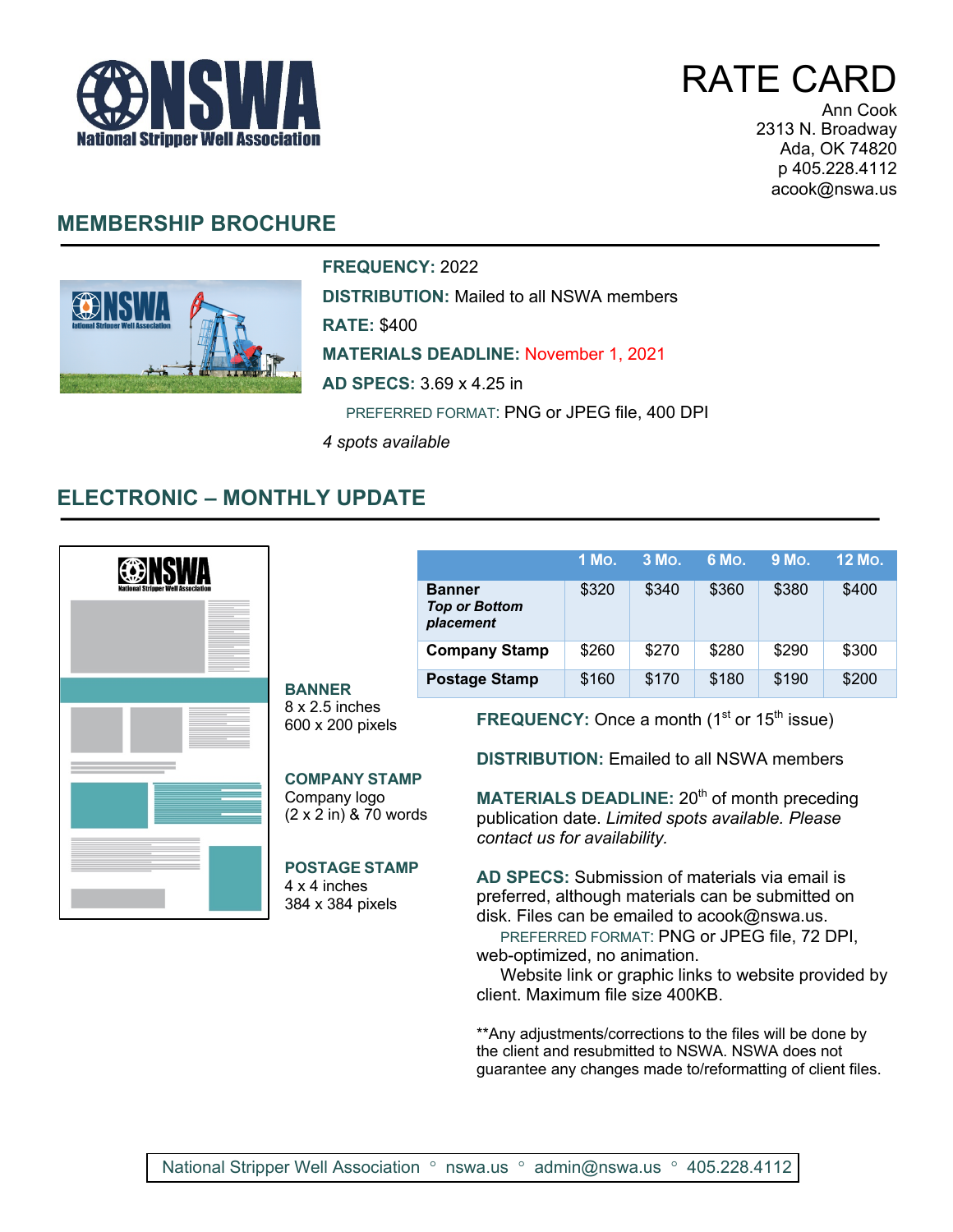# RATE CARD

Ann Cook
2313 N. Broadway
Ada, OK 74820
p 405.228.4112
acook@nswa.us

## MEMBERSHIP BROCHURE

**FREQUENCY:** 2022

**DISTRIBUTION:** Mailed to all NSWA members

**RATE:** $400

**MATERIALS DEADLINE:** November 1, 2021

**AD SPECS:** 3.69 x 4.25 in

PREFERRED FORMAT: PNG or JPEG file, 400 DPI

*4 spots available*

## ELECTRONIC – MONTHLY UPDATE

| | 1 Mo. | 3 Mo. | 6 Mo. | 9 Mo. | 12 Mo. |
|---|---|---|---|---|---|
| **Banner** ***Top or Bottom placement*** | $320 | $340 | $360 | $380 | $400 |
| **Company Stamp** | $260 | $270 | $280 | $290 | $300 |
| **Postage Stamp** | $160 | $170 | $180 | $190 | $200 |

**BANNER**
8 x 2.5 inches
600 x 200 pixels

**COMPANY STAMP**
Company logo
(2 x 2 in) & 70 words

**POSTAGE STAMP**
4 x 4 inches
384 x 384 pixels

**FREQUENCY:** Once a month (1st or 15th issue)

**DISTRIBUTION:** Emailed to all NSWA members

**MATERIALS DEADLINE:** 20th of month preceding publication date. *Limited spots available. Please contact us for availability.*

**AD SPECS:** Submission of materials via email is preferred, although materials can be submitted on disk. Files can be emailed to acook@nswa.us.

PREFERRED FORMAT: PNG or JPEG file, 72 DPI, web-optimized, no animation.

Website link or graphic links to website provided by client. Maximum file size 400KB.

**Any adjustments/corrections to the files will be done by the client and resubmitted to NSWA. NSWA does not guarantee any changes made to/reformatting of client files.

National Stripper Well Association ◦ nswa.us ◦ admin@nswa.us ◦ 405.228.4112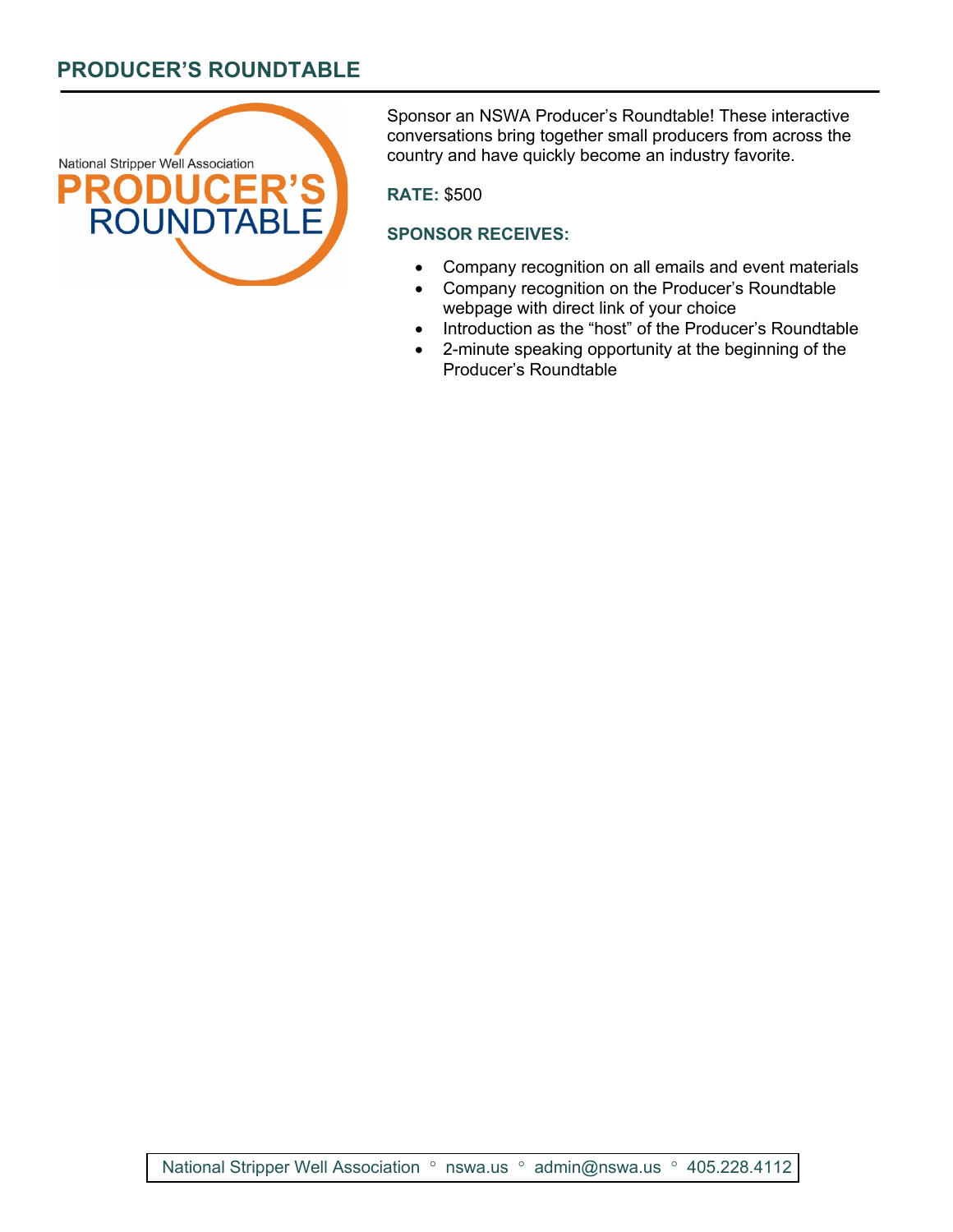## PRODUCER’S ROUNDTABLE

Sponsor an NSWA Producer’s Roundtable! These interactive conversations bring together small producers from across the country and have quickly become an industry favorite.

**RATE:** $500

**SPONSOR RECEIVES:**

- Company recognition on all emails and event materials
- Company recognition on the Producer’s Roundtable webpage with direct link of your choice
- Introduction as the “host” of the Producer’s Roundtable
- 2-minute speaking opportunity at the beginning of the Producer’s Roundtable

National Stripper Well Association ◦ nswa.us ◦ admin@nswa.us ◦ 405.228.4112